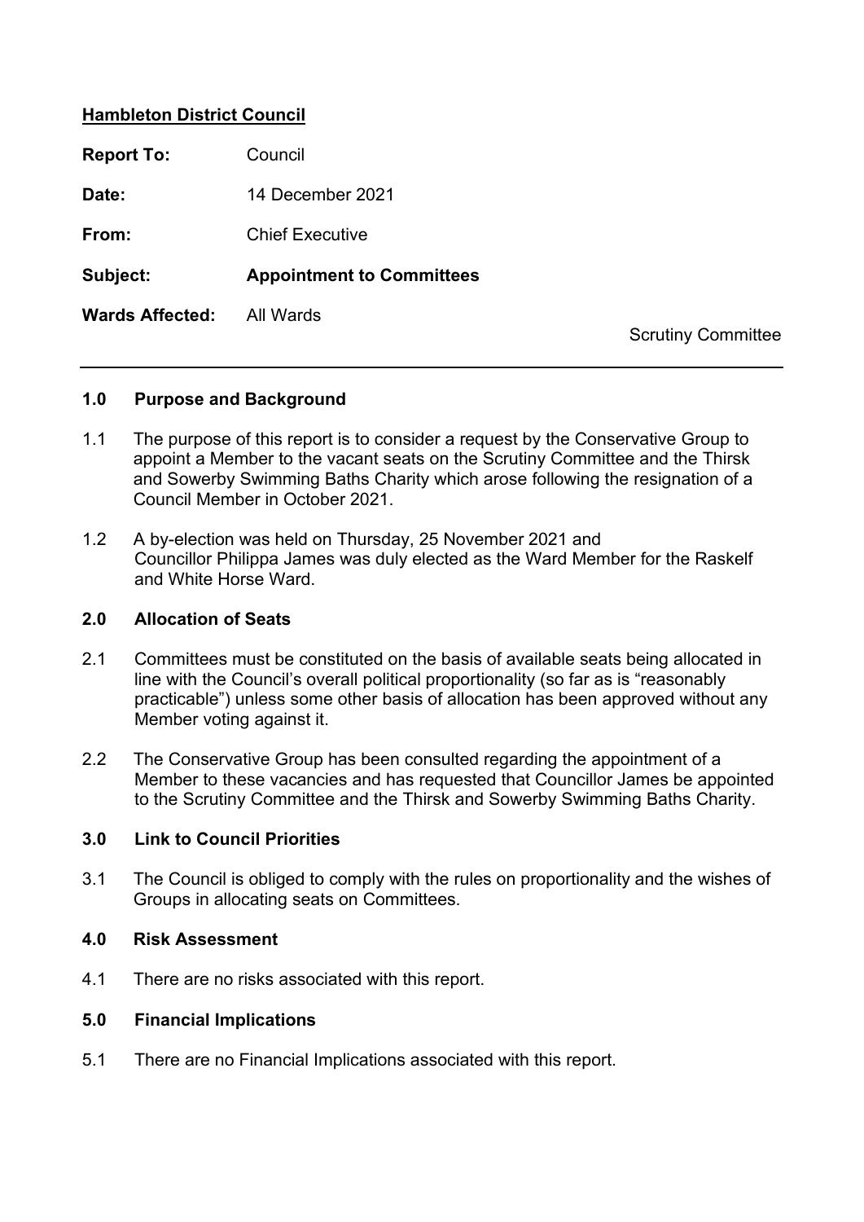**Hambleton District Council**

**Report To:** Council

**Date:** 14 December 2021

**From:** Chief Executive

**Subject:** **Appointment to Committees**

**Wards Affected:** All Wards

Scrutiny Committee

---

### 1.0 Purpose and Background

1.1 The purpose of this report is to consider a request by the Conservative Group to appoint a Member to the vacant seats on the Scrutiny Committee and the Thirsk and Sowerby Swimming Baths Charity which arose following the resignation of a Council Member in October 2021.

1.2 A by-election was held on Thursday, 25 November 2021 and Councillor Philippa James was duly elected as the Ward Member for the Raskelf and White Horse Ward.

### 2.0 Allocation of Seats

2.1 Committees must be constituted on the basis of available seats being allocated in line with the Council's overall political proportionality (so far as is "reasonably practicable") unless some other basis of allocation has been approved without any Member voting against it.

2.2 The Conservative Group has been consulted regarding the appointment of a Member to these vacancies and has requested that Councillor James be appointed to the Scrutiny Committee and the Thirsk and Sowerby Swimming Baths Charity.

### 3.0 Link to Council Priorities

3.1 The Council is obliged to comply with the rules on proportionality and the wishes of Groups in allocating seats on Committees.

### 4.0 Risk Assessment

4.1 There are no risks associated with this report.

### 5.0 Financial Implications

5.1 There are no Financial Implications associated with this report.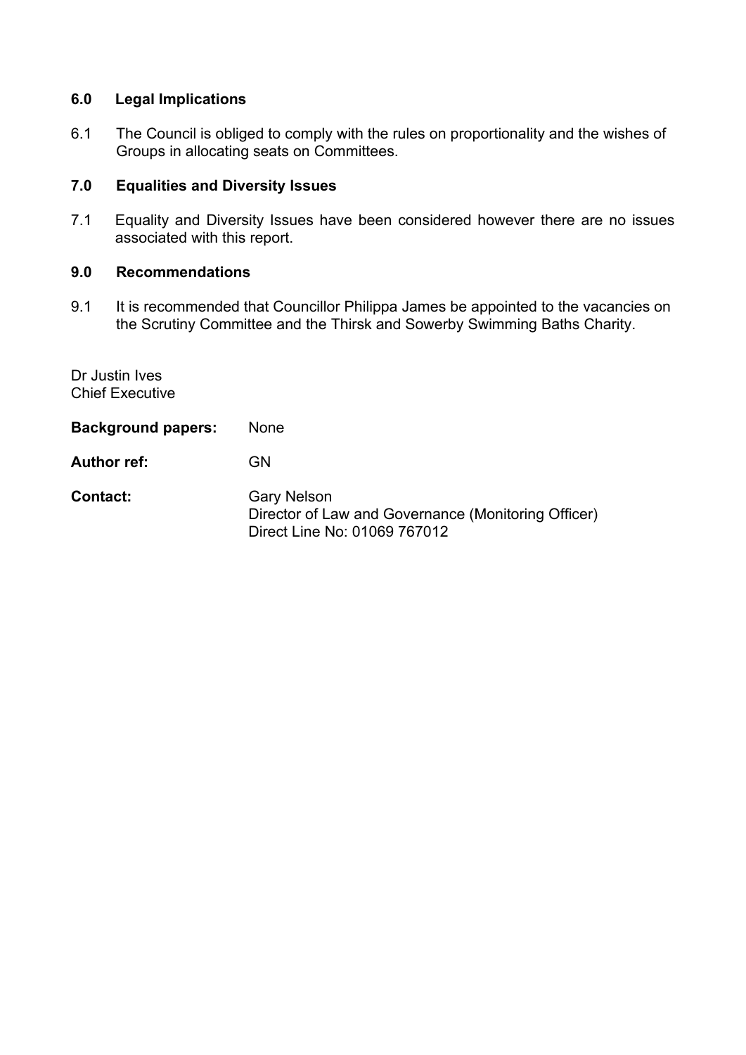## 6.0 Legal Implications

6.1 The Council is obliged to comply with the rules on proportionality and the wishes of Groups in allocating seats on Committees.

## 7.0 Equalities and Diversity Issues

7.1 Equality and Diversity Issues have been considered however there are no issues associated with this report.

## 9.0 Recommendations

9.1 It is recommended that Councillor Philippa James be appointed to the vacancies on the Scrutiny Committee and the Thirsk and Sowerby Swimming Baths Charity.

Dr Justin Ives
Chief Executive

**Background papers:** None

**Author ref:** GN

**Contact:** Gary Nelson
Director of Law and Governance (Monitoring Officer)
Direct Line No: 01069 767012